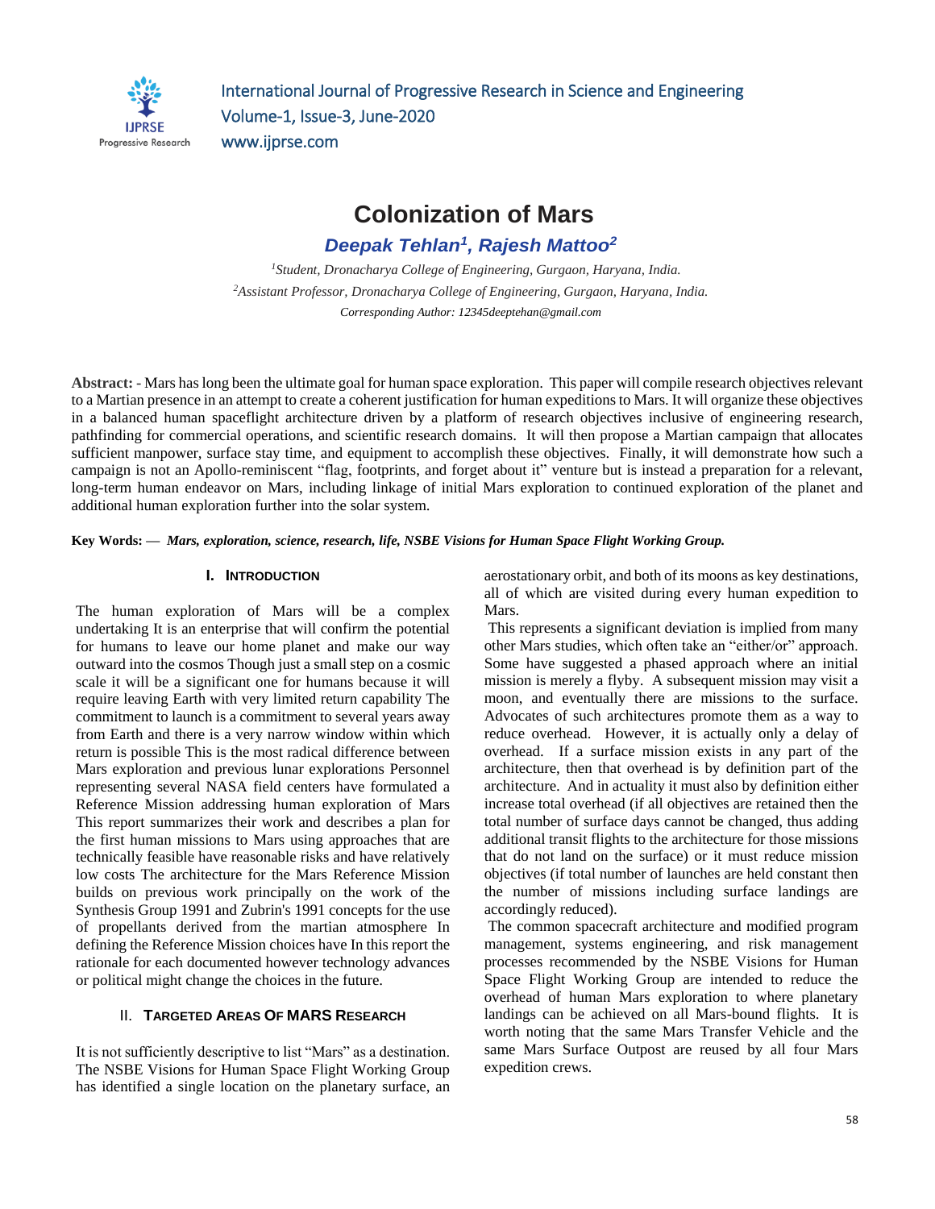# Colonization of Mars

**Deepak Tehlan[1], Rajesh Mattoo[2]**

*[1]Student, Dronacharya College of Engineering, Gurgaon, Haryana, India.*
*[2]Assistant Professor, Dronacharya College of Engineering, Gurgaon, Haryana, India.*
*Corresponding Author: 12345deeptehan@gmail.com*

**Abstract: -** Mars has long been the ultimate goal for human space exploration. This paper will compile research objectives relevant to a Martian presence in an attempt to create a coherent justification for human expeditions to Mars. It will organize these objectives in a balanced human spaceflight architecture driven by a platform of research objectives inclusive of engineering research, pathfinding for commercial operations, and scientific research domains. It will then propose a Martian campaign that allocates sufficient manpower, surface stay time, and equipment to accomplish these objectives. Finally, it will demonstrate how such a campaign is not an Apollo-reminiscent "flag, footprints, and forget about it" venture but is instead a preparation for a relevant, long-term human endeavor on Mars, including linkage of initial Mars exploration to continued exploration of the planet and additional human exploration further into the solar system.

**Key Words: —** ***Mars, exploration, science, research, life, NSBE Visions for Human Space Flight Working Group.***

## I. Introduction

The human exploration of Mars will be a complex undertaking It is an enterprise that will confirm the potential for humans to leave our home planet and make our way outward into the cosmos Though just a small step on a cosmic scale it will be a significant one for humans because it will require leaving Earth with very limited return capability The commitment to launch is a commitment to several years away from Earth and there is a very narrow window within which return is possible This is the most radical difference between Mars exploration and previous lunar explorations Personnel representing several NASA field centers have formulated a Reference Mission addressing human exploration of Mars This report summarizes their work and describes a plan for the first human missions to Mars using approaches that are technically feasible have reasonable risks and have relatively low costs The architecture for the Mars Reference Mission builds on previous work principally on the work of the Synthesis Group 1991 and Zubrin's 1991 concepts for the use of propellants derived from the martian atmosphere In defining the Reference Mission choices have In this report the rationale for each documented however technology advances or political might change the choices in the future.

## II. Targeted Areas Of MARS Research

It is not sufficiently descriptive to list "Mars" as a destination. The NSBE Visions for Human Space Flight Working Group has identified a single location on the planetary surface, an aerostationary orbit, and both of its moons as key destinations, all of which are visited during every human expedition to Mars.

This represents a significant deviation is implied from many other Mars studies, which often take an "either/or" approach. Some have suggested a phased approach where an initial mission is merely a flyby. A subsequent mission may visit a moon, and eventually there are missions to the surface. Advocates of such architectures promote them as a way to reduce overhead. However, it is actually only a delay of overhead. If a surface mission exists in any part of the architecture, then that overhead is by definition part of the architecture. And in actuality it must also by definition either increase total overhead (if all objectives are retained then the total number of surface days cannot be changed, thus adding additional transit flights to the architecture for those missions that do not land on the surface) or it must reduce mission objectives (if total number of launches are held constant then the number of missions including surface landings are accordingly reduced).

The common spacecraft architecture and modified program management, systems engineering, and risk management processes recommended by the NSBE Visions for Human Space Flight Working Group are intended to reduce the overhead of human Mars exploration to where planetary landings can be achieved on all Mars-bound flights. It is worth noting that the same Mars Transfer Vehicle and the same Mars Surface Outpost are reused by all four Mars expedition crews.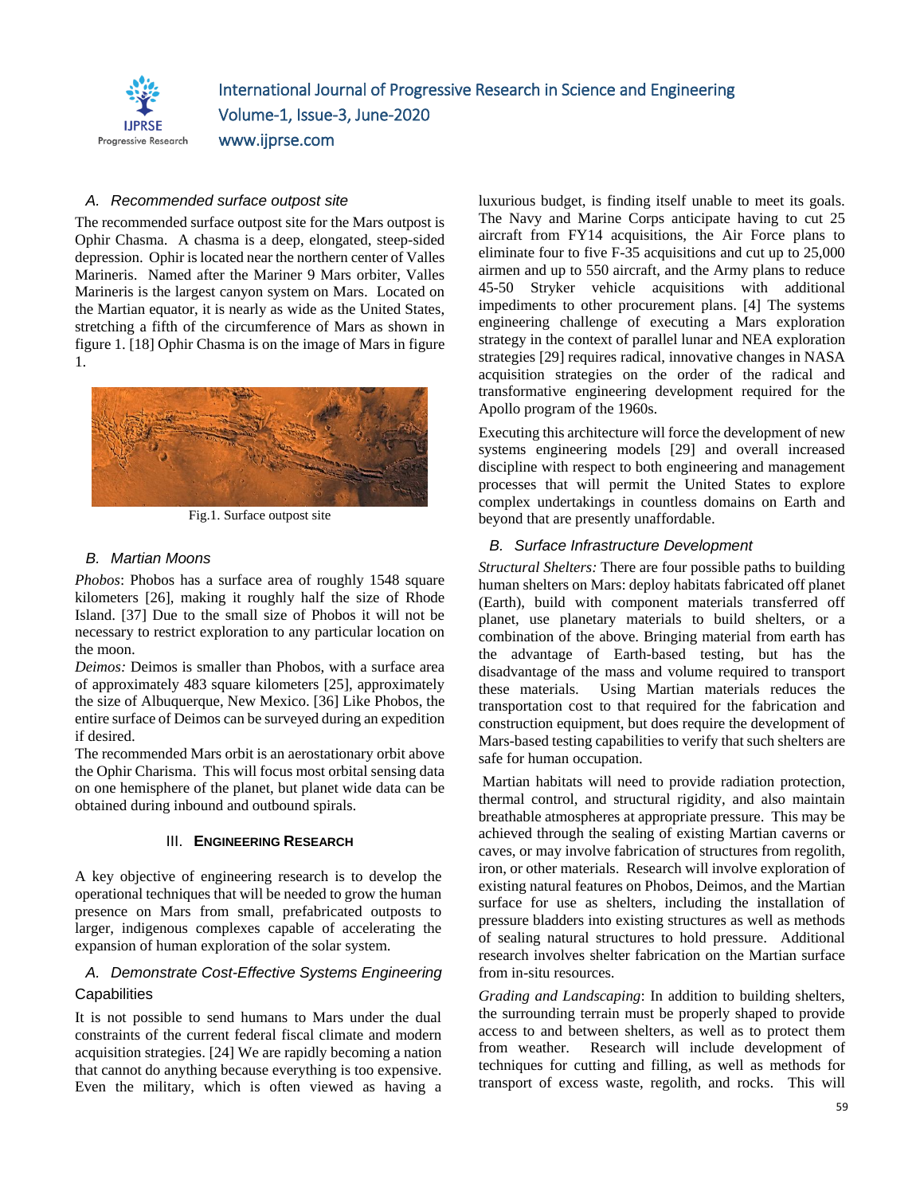### A. Recommended surface outpost site

The recommended surface outpost site for the Mars outpost is Ophir Chasma. A chasma is a deep, elongated, steep-sided depression. Ophir is located near the northern center of Valles Marineris. Named after the Mariner 9 Mars orbiter, Valles Marineris is the largest canyon system on Mars. Located on the Martian equator, it is nearly as wide as the United States, stretching a fifth of the circumference of Mars as shown in figure 1. [18] Ophir Chasma is on the image of Mars in figure 1.

Fig.1. Surface outpost site

### B. Martian Moons

*Phobos*: Phobos has a surface area of roughly 1548 square kilometers [26], making it roughly half the size of Rhode Island. [37] Due to the small size of Phobos it will not be necessary to restrict exploration to any particular location on the moon.

*Deimos:* Deimos is smaller than Phobos, with a surface area of approximately 483 square kilometers [25], approximately the size of Albuquerque, New Mexico. [36] Like Phobos, the entire surface of Deimos can be surveyed during an expedition if desired.

The recommended Mars orbit is an aerostationary orbit above the Ophir Charisma. This will focus most orbital sensing data on one hemisphere of the planet, but planet wide data can be obtained during inbound and outbound spirals.

## III. Engineering Research

A key objective of engineering research is to develop the operational techniques that will be needed to grow the human presence on Mars from small, prefabricated outposts to larger, indigenous complexes capable of accelerating the expansion of human exploration of the solar system.

### A. Demonstrate Cost-Effective Systems Engineering Capabilities

It is not possible to send humans to Mars under the dual constraints of the current federal fiscal climate and modern acquisition strategies. [24] We are rapidly becoming a nation that cannot do anything because everything is too expensive. Even the military, which is often viewed as having a luxurious budget, is finding itself unable to meet its goals. The Navy and Marine Corps anticipate having to cut 25 aircraft from FY14 acquisitions, the Air Force plans to eliminate four to five F-35 acquisitions and cut up to 25,000 airmen and up to 550 aircraft, and the Army plans to reduce 45-50 Stryker vehicle acquisitions with additional impediments to other procurement plans. [4] The systems engineering challenge of executing a Mars exploration strategy in the context of parallel lunar and NEA exploration strategies [29] requires radical, innovative changes in NASA acquisition strategies on the order of the radical and transformative engineering development required for the Apollo program of the 1960s.

Executing this architecture will force the development of new systems engineering models [29] and overall increased discipline with respect to both engineering and management processes that will permit the United States to explore complex undertakings in countless domains on Earth and beyond that are presently unaffordable.

### B. Surface Infrastructure Development

*Structural Shelters:* There are four possible paths to building human shelters on Mars: deploy habitats fabricated off planet (Earth), build with component materials transferred off planet, use planetary materials to build shelters, or a combination of the above. Bringing material from earth has the advantage of Earth-based testing, but has the disadvantage of the mass and volume required to transport these materials. Using Martian materials reduces the transportation cost to that required for the fabrication and construction equipment, but does require the development of Mars-based testing capabilities to verify that such shelters are safe for human occupation.

Martian habitats will need to provide radiation protection, thermal control, and structural rigidity, and also maintain breathable atmospheres at appropriate pressure. This may be achieved through the sealing of existing Martian caverns or caves, or may involve fabrication of structures from regolith, iron, or other materials. Research will involve exploration of existing natural features on Phobos, Deimos, and the Martian surface for use as shelters, including the installation of pressure bladders into existing structures as well as methods of sealing natural structures to hold pressure. Additional research involves shelter fabrication on the Martian surface from in-situ resources.

*Grading and Landscaping*: In addition to building shelters, the surrounding terrain must be properly shaped to provide access to and between shelters, as well as to protect them from weather. Research will include development of techniques for cutting and filling, as well as methods for transport of excess waste, regolith, and rocks. This will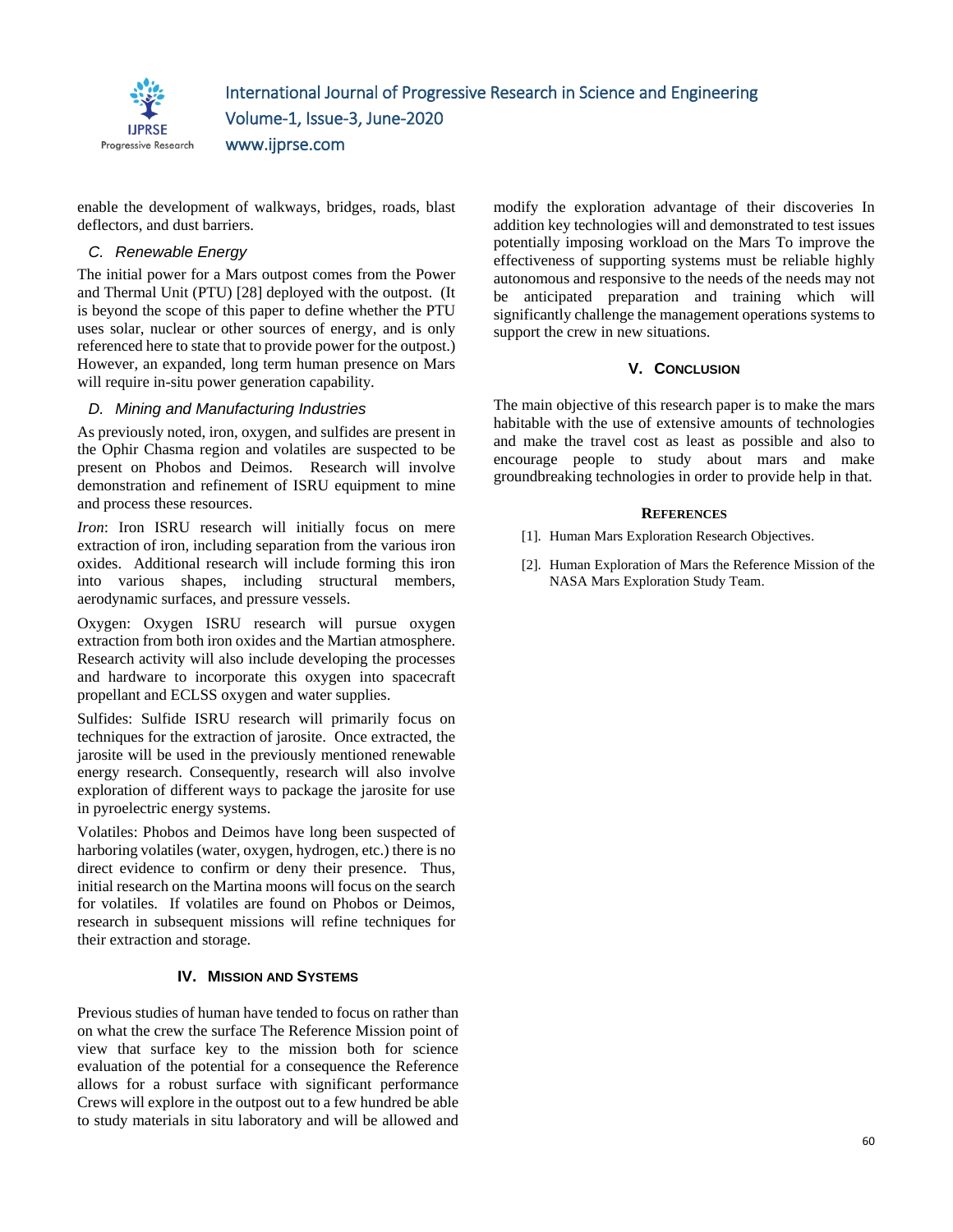enable the development of walkways, bridges, roads, blast deflectors, and dust barriers.

### *C. Renewable Energy*

The initial power for a Mars outpost comes from the Power and Thermal Unit (PTU) [28] deployed with the outpost. (It is beyond the scope of this paper to define whether the PTU uses solar, nuclear or other sources of energy, and is only referenced here to state that to provide power for the outpost.) However, an expanded, long term human presence on Mars will require in-situ power generation capability.

### *D. Mining and Manufacturing Industries*

As previously noted, iron, oxygen, and sulfides are present in the Ophir Chasma region and volatiles are suspected to be present on Phobos and Deimos. Research will involve demonstration and refinement of ISRU equipment to mine and process these resources.

*Iron*: Iron ISRU research will initially focus on mere extraction of iron, including separation from the various iron oxides. Additional research will include forming this iron into various shapes, including structural members, aerodynamic surfaces, and pressure vessels.

Oxygen: Oxygen ISRU research will pursue oxygen extraction from both iron oxides and the Martian atmosphere. Research activity will also include developing the processes and hardware to incorporate this oxygen into spacecraft propellant and ECLSS oxygen and water supplies.

Sulfides: Sulfide ISRU research will primarily focus on techniques for the extraction of jarosite. Once extracted, the jarosite will be used in the previously mentioned renewable energy research. Consequently, research will also involve exploration of different ways to package the jarosite for use in pyroelectric energy systems.

Volatiles: Phobos and Deimos have long been suspected of harboring volatiles (water, oxygen, hydrogen, etc.) there is no direct evidence to confirm or deny their presence. Thus, initial research on the Martina moons will focus on the search for volatiles. If volatiles are found on Phobos or Deimos, research in subsequent missions will refine techniques for their extraction and storage.

## IV. Mission and Systems

Previous studies of human have tended to focus on rather than on what the crew the surface The Reference Mission point of view that surface key to the mission both for science evaluation of the potential for a consequence the Reference allows for a robust surface with significant performance Crews will explore in the outpost out to a few hundred be able to study materials in situ laboratory and will be allowed and modify the exploration advantage of their discoveries In addition key technologies will and demonstrated to test issues potentially imposing workload on the Mars To improve the effectiveness of supporting systems must be reliable highly autonomous and responsive to the needs of the needs may not be anticipated preparation and training which will significantly challenge the management operations systems to support the crew in new situations.

## V. Conclusion

The main objective of this research paper is to make the mars habitable with the use of extensive amounts of technologies and make the travel cost as least as possible and also to encourage people to study about mars and make groundbreaking technologies in order to provide help in that.

## References

[1]. Human Mars Exploration Research Objectives.

[2]. Human Exploration of Mars the Reference Mission of the NASA Mars Exploration Study Team.